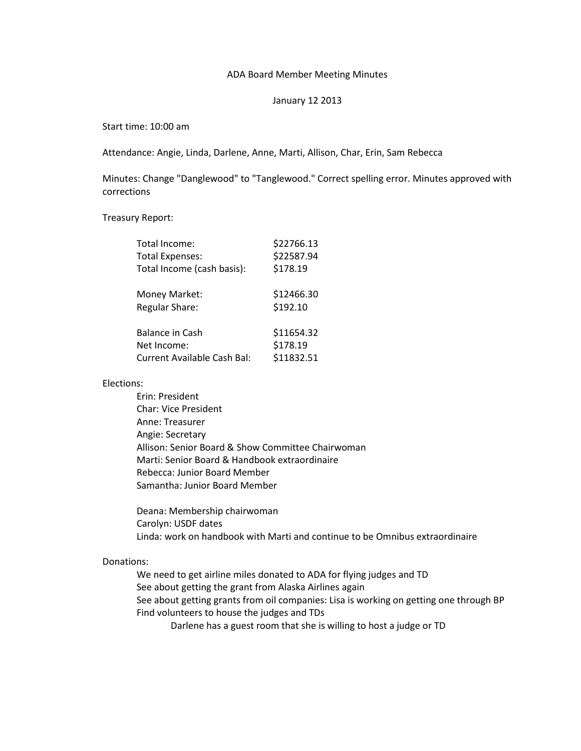# ADA Board Member Meeting Minutes

January 12 2013

Start time: 10:00 am

Attendance: Angie, Linda, Darlene, Anne, Marti, Allison, Char, Erin, Sam Rebecca

Minutes: Change "Danglewood" to "Tanglewood." Correct spelling error. Minutes approved with corrections

Treasury Report:

| | |
|---|---|
| Total Income: | $22766.13 |
| Total Expenses: | $22587.94 |
| Total Income (cash basis): | $178.19 |
| | |
| Money Market: | $12466.30 |
| Regular Share: | $192.10 |
| | |
| Balance in Cash | $11654.32 |
| Net Income: | $178.19 |
| Current Available Cash Bal: | $11832.51 |

Elections:

- Erin: President
- Char: Vice President
- Anne: Treasurer
- Angie: Secretary
- Allison: Senior Board & Show Committee Chairwoman
- Marti: Senior Board & Handbook extraordinaire
- Rebecca: Junior Board Member
- Samantha: Junior Board Member

- Deana: Membership chairwoman
- Carolyn: USDF dates
- Linda: work on handbook with Marti and continue to be Omnibus extraordinaire

Donations:

- We need to get airline miles donated to ADA for flying judges and TD
- See about getting the grant from Alaska Airlines again
- See about getting grants from oil companies: Lisa is working on getting one through BP
- Find volunteers to house the judges and TDs
  - Darlene has a guest room that she is willing to host a judge or TD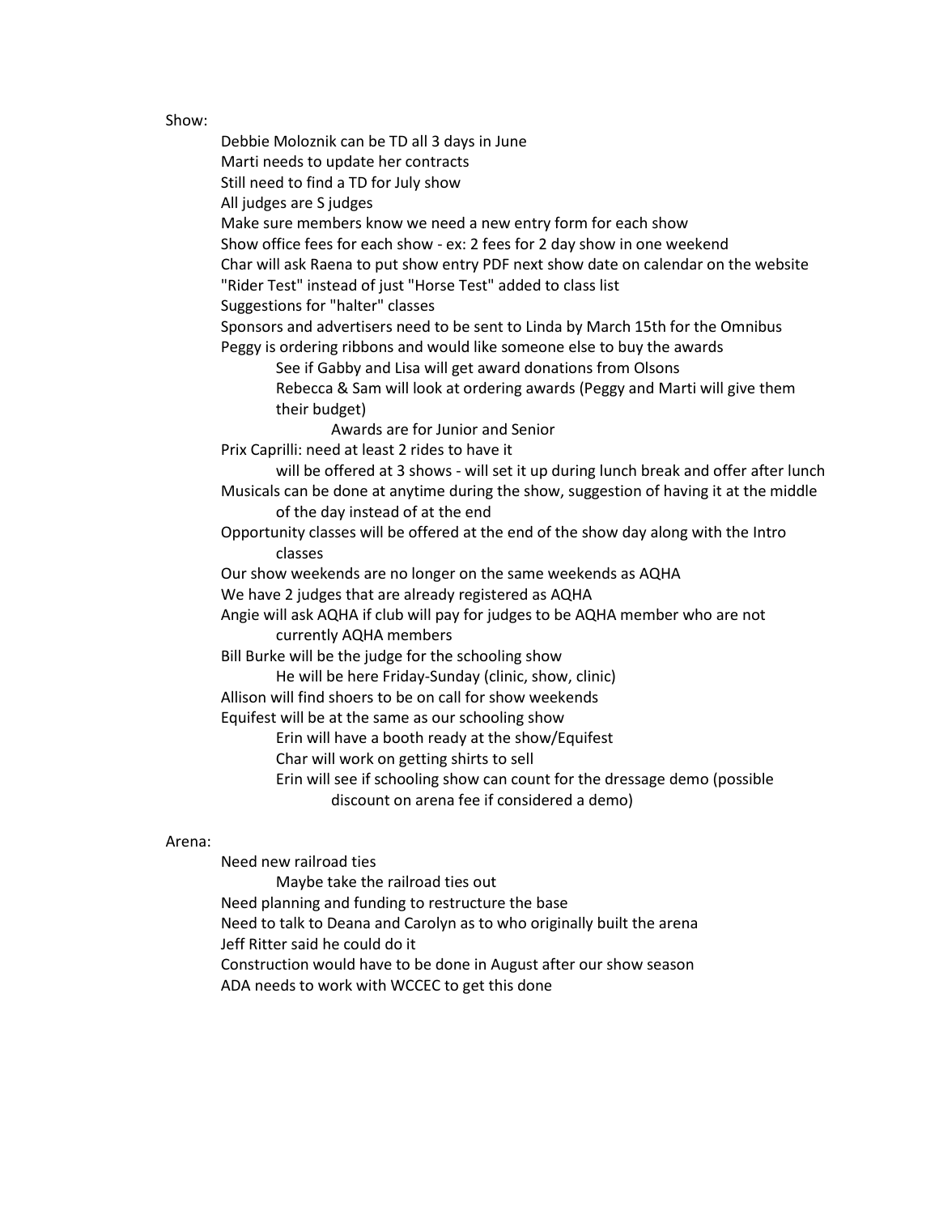Show:

- Debbie Moloznik can be TD all 3 days in June
- Marti needs to update her contracts
- Still need to find a TD for July show
- All judges are S judges
- Make sure members know we need a new entry form for each show
- Show office fees for each show - ex: 2 fees for 2 day show in one weekend
- Char will ask Raena to put show entry PDF next show date on calendar on the website
- "Rider Test" instead of just "Horse Test" added to class list
- Suggestions for "halter" classes
- Sponsors and advertisers need to be sent to Linda by March 15th for the Omnibus
- Peggy is ordering ribbons and would like someone else to buy the awards
    - See if Gabby and Lisa will get award donations from Olsons
    - Rebecca & Sam will look at ordering awards (Peggy and Marti will give them their budget)
        - Awards are for Junior and Senior
- Prix Caprilli: need at least 2 rides to have it
    - will be offered at 3 shows - will set it up during lunch break and offer after lunch
- Musicals can be done at anytime during the show, suggestion of having it at the middle of the day instead of at the end
- Opportunity classes will be offered at the end of the show day along with the Intro classes
- Our show weekends are no longer on the same weekends as AQHA
- We have 2 judges that are already registered as AQHA
- Angie will ask AQHA if club will pay for judges to be AQHA member who are not currently AQHA members
- Bill Burke will be the judge for the schooling show
    - He will be here Friday-Sunday (clinic, show, clinic)
- Allison will find shoers to be on call for show weekends
- Equifest will be at the same as our schooling show
    - Erin will have a booth ready at the show/Equifest
    - Char will work on getting shirts to sell
    - Erin will see if schooling show can count for the dressage demo (possible discount on arena fee if considered a demo)

Arena:

- Need new railroad ties
    - Maybe take the railroad ties out
- Need planning and funding to restructure the base
- Need to talk to Deana and Carolyn as to who originally built the arena
- Jeff Ritter said he could do it
- Construction would have to be done in August after our show season
- ADA needs to work with WCCEC to get this done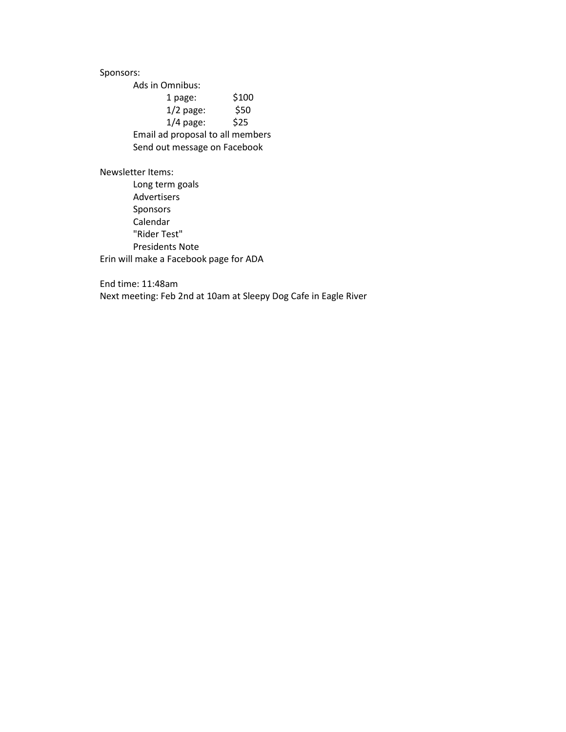Sponsors:

- Ads in Omnibus:
  - 1 page: $100
  - 1/2 page: $50
  - 1/4 page: $25
- Email ad proposal to all members
- Send out message on Facebook

Newsletter Items:

- Long term goals
- Advertisers
- Sponsors
- Calendar
- "Rider Test"
- Presidents Note

Erin will make a Facebook page for ADA

End time: 11:48am
Next meeting: Feb 2nd at 10am at Sleepy Dog Cafe in Eagle River